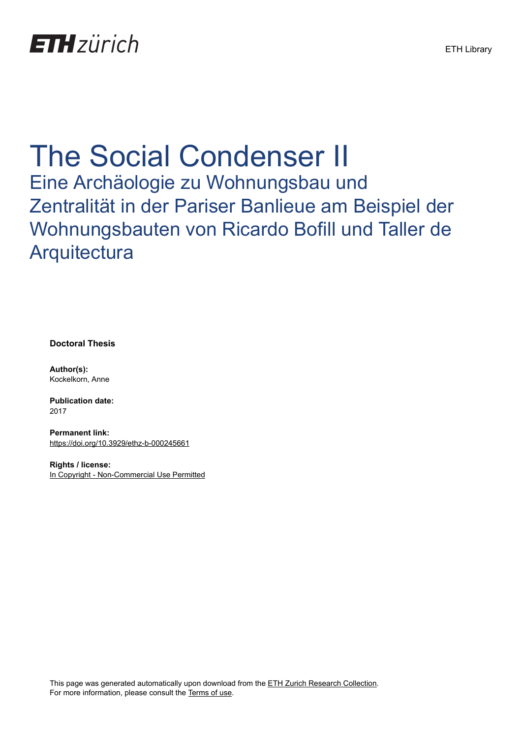ETH zürich

ETH Library

# The Social Condenser II

## Eine Archäologie zu Wohnungsbau und Zentralität in der Pariser Banlieue am Beispiel der Wohnungsbauten von Ricardo Bofill und Taller de Arquitectura

**Doctoral Thesis**

**Author(s):**
Kockelkorn, Anne

**Publication date:**
2017

**Permanent link:**
https://doi.org/10.3929/ethz-b-000245661

**Rights / license:**
In Copyright - Non-Commercial Use Permitted

This page was generated automatically upon download from the ETH Zurich Research Collection.
For more information, please consult the Terms of use.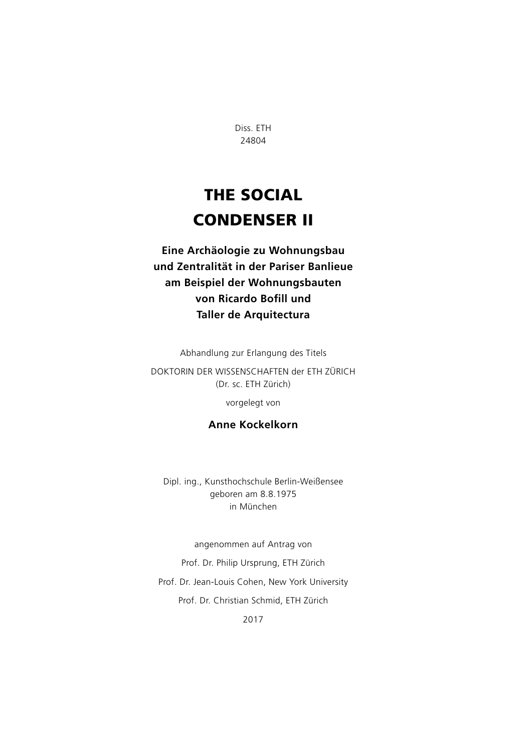Diss. ETH
24804

# THE SOCIAL CONDENSER II

**Eine Archäologie zu Wohnungsbau und Zentralität in der Pariser Banlieue am Beispiel der Wohnungsbauten von Ricardo Bofill und Taller de Arquitectura**

Abhandlung zur Erlangung des Titels

DOKTORIN DER WISSENSCHAFTEN der ETH ZÜRICH
(Dr. sc. ETH Zürich)

vorgelegt von

**Anne Kockelkorn**

Dipl. ing., Kunsthochschule Berlin-Weißensee
geboren am 8.8.1975
in München

angenommen auf Antrag von

Prof. Dr. Philip Ursprung, ETH Zürich

Prof. Dr. Jean-Louis Cohen, New York University

Prof. Dr. Christian Schmid, ETH Zürich

2017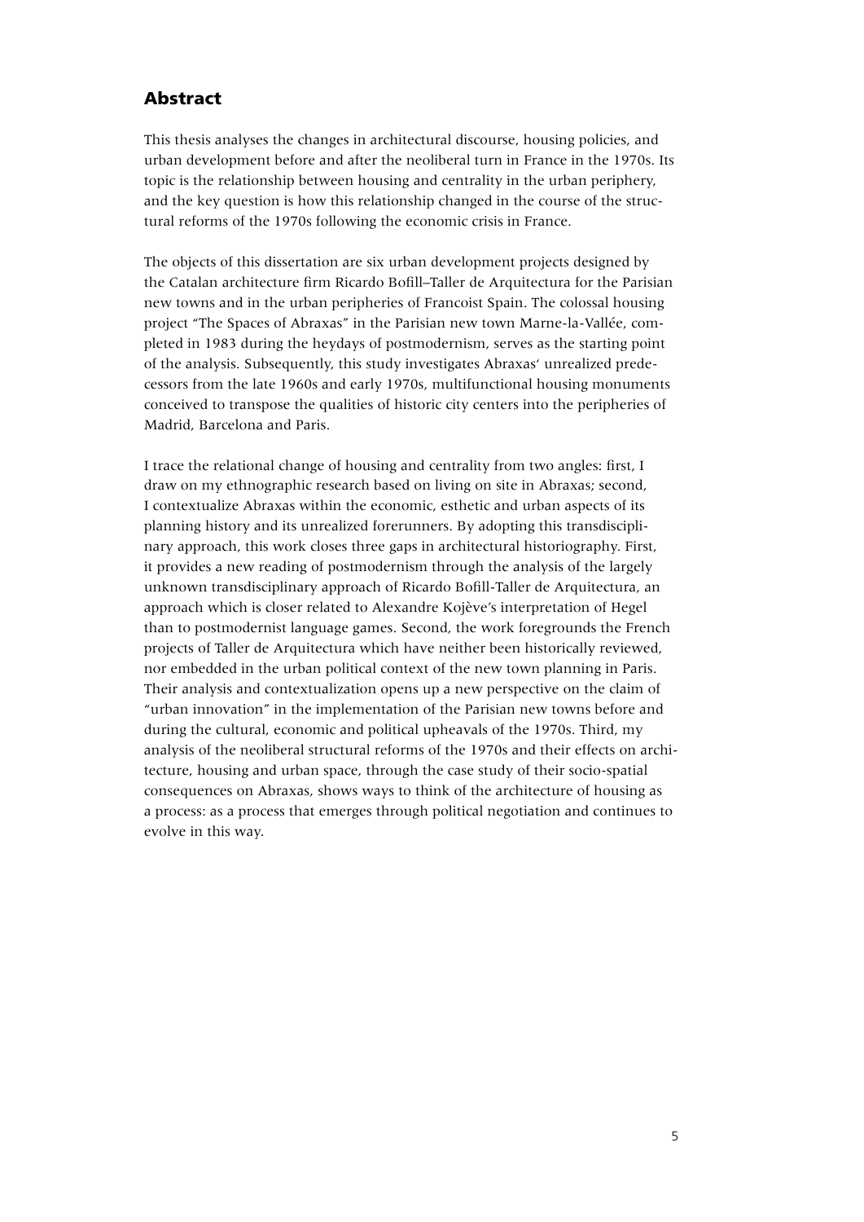## Abstract

This thesis analyses the changes in architectural discourse, housing policies, and urban development before and after the neoliberal turn in France in the 1970s. Its topic is the relationship between housing and centrality in the urban periphery, and the key question is how this relationship changed in the course of the structural reforms of the 1970s following the economic crisis in France.

The objects of this dissertation are six urban development projects designed by the Catalan architecture firm Ricardo Bofill–Taller de Arquitectura for the Parisian new towns and in the urban peripheries of Francoist Spain. The colossal housing project "The Spaces of Abraxas" in the Parisian new town Marne-la-Vallée, completed in 1983 during the heydays of postmodernism, serves as the starting point of the analysis. Subsequently, this study investigates Abraxas' unrealized predecessors from the late 1960s and early 1970s, multifunctional housing monuments conceived to transpose the qualities of historic city centers into the peripheries of Madrid, Barcelona and Paris.

I trace the relational change of housing and centrality from two angles: first, I draw on my ethnographic research based on living on site in Abraxas; second, I contextualize Abraxas within the economic, esthetic and urban aspects of its planning history and its unrealized forerunners. By adopting this transdisciplinary approach, this work closes three gaps in architectural historiography. First, it provides a new reading of postmodernism through the analysis of the largely unknown transdisciplinary approach of Ricardo Bofill-Taller de Arquitectura, an approach which is closer related to Alexandre Kojève's interpretation of Hegel than to postmodernist language games. Second, the work foregrounds the French projects of Taller de Arquitectura which have neither been historically reviewed, nor embedded in the urban political context of the new town planning in Paris. Their analysis and contextualization opens up a new perspective on the claim of "urban innovation" in the implementation of the Parisian new towns before and during the cultural, economic and political upheavals of the 1970s. Third, my analysis of the neoliberal structural reforms of the 1970s and their effects on architecture, housing and urban space, through the case study of their socio-spatial consequences on Abraxas, shows ways to think of the architecture of housing as a process: as a process that emerges through political negotiation and continues to evolve in this way.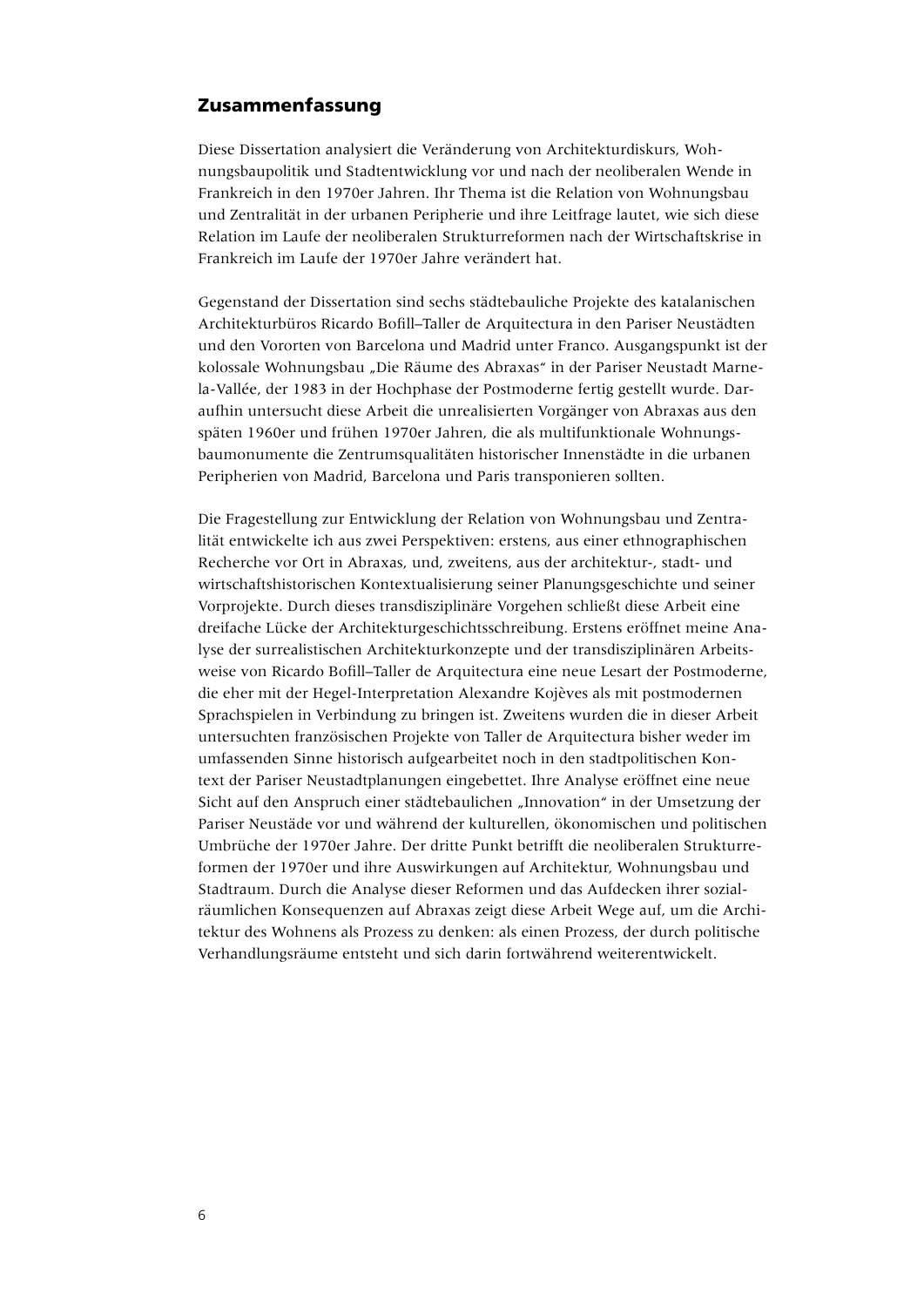## Zusammenfassung

Diese Dissertation analysiert die Veränderung von Architekturdiskurs, Wohnungsbaupolitik und Stadtentwicklung vor und nach der neoliberalen Wende in Frankreich in den 1970er Jahren. Ihr Thema ist die Relation von Wohnungsbau und Zentralität in der urbanen Peripherie und ihre Leitfrage lautet, wie sich diese Relation im Laufe der neoliberalen Strukturreformen nach der Wirtschaftskrise in Frankreich im Laufe der 1970er Jahre verändert hat.

Gegenstand der Dissertation sind sechs städtebauliche Projekte des katalanischen Architekturbüros Ricardo Bofill–Taller de Arquitectura in den Pariser Neustädten und den Vororten von Barcelona und Madrid unter Franco. Ausgangspunkt ist der kolossale Wohnungsbau „Die Räume des Abraxas" in der Pariser Neustadt Marne-la-Vallée, der 1983 in der Hochphase der Postmoderne fertig gestellt wurde. Daraufhin untersucht diese Arbeit die unrealisierten Vorgänger von Abraxas aus den späten 1960er und frühen 1970er Jahren, die als multifunktionale Wohnungsbaumonumente die Zentrumsqualitäten historischer Innenstädte in die urbanen Peripherien von Madrid, Barcelona und Paris transponieren sollten.

Die Fragestellung zur Entwicklung der Relation von Wohnungsbau und Zentralität entwickelte ich aus zwei Perspektiven: erstens, aus einer ethnographischen Recherche vor Ort in Abraxas, und, zweitens, aus der architektur-, stadt- und wirtschaftshistorischen Kontextualisierung seiner Planungsgeschichte und seiner Vorprojekte. Durch dieses transdisziplinäre Vorgehen schließt diese Arbeit eine dreifache Lücke der Architekturgeschichtsschreibung. Erstens eröffnet meine Analyse der surrealistischen Architekturkonzepte und der transdisziplinären Arbeitsweise von Ricardo Bofill–Taller de Arquitectura eine neue Lesart der Postmoderne, die eher mit der Hegel-Interpretation Alexandre Kojèves als mit postmodernen Sprachspielen in Verbindung zu bringen ist. Zweitens wurden die in dieser Arbeit untersuchten französischen Projekte von Taller de Arquitectura bisher weder im umfassenden Sinne historisch aufgearbeitet noch in den stadtpolitischen Kontext der Pariser Neustadtplanungen eingebettet. Ihre Analyse eröffnet eine neue Sicht auf den Anspruch einer städtebaulichen „Innovation" in der Umsetzung der Pariser Neustäde vor und während der kulturellen, ökonomischen und politischen Umbrüche der 1970er Jahre. Der dritte Punkt betrifft die neoliberalen Strukturreformen der 1970er und ihre Auswirkungen auf Architektur, Wohnungsbau und Stadtraum. Durch die Analyse dieser Reformen und das Aufdecken ihrer sozialräumlichen Konsequenzen auf Abraxas zeigt diese Arbeit Wege auf, um die Architektur des Wohnens als Prozess zu denken: als einen Prozess, der durch politische Verhandlungsräume entsteht und sich darin fortwährend weiterentwickelt.